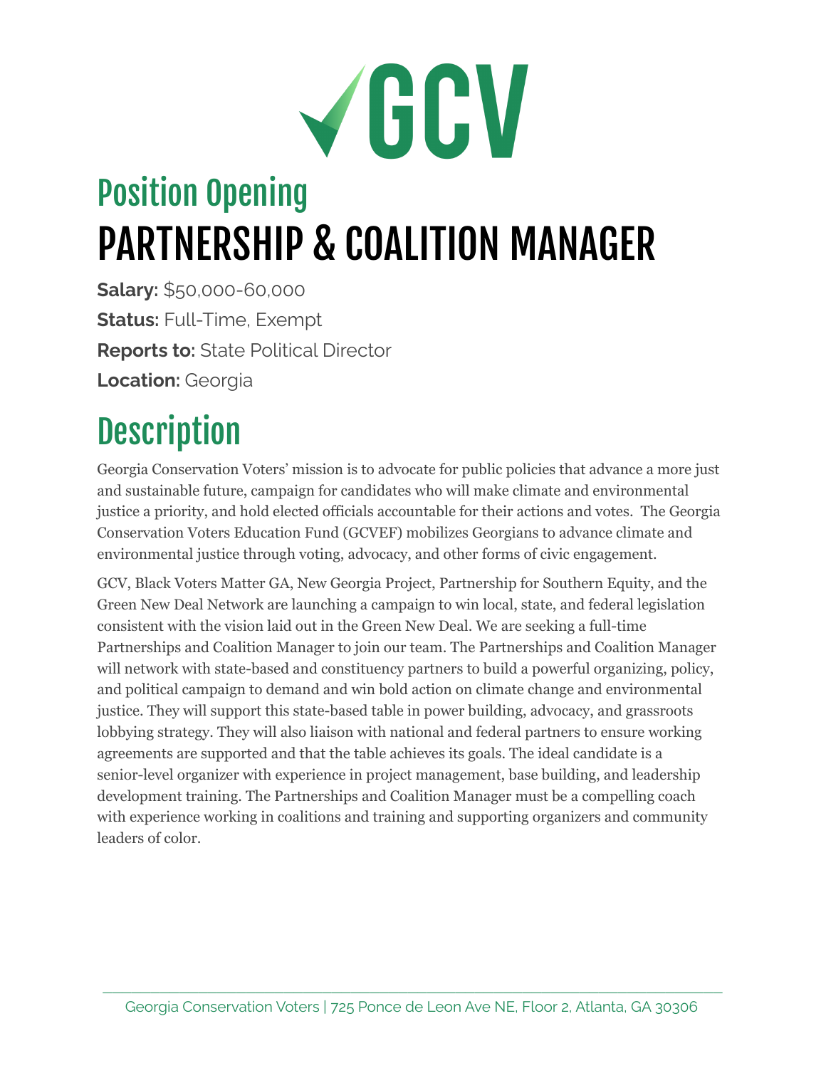# GCV

## Position Opening

# PARTNERSHIP & COALITION MANAGER

**Salary:** $50,000-60,000

**Status:** Full-Time, Exempt

**Reports to:** State Political Director

**Location:** Georgia

## Description

Georgia Conservation Voters' mission is to advocate for public policies that advance a more just and sustainable future, campaign for candidates who will make climate and environmental justice a priority, and hold elected officials accountable for their actions and votes. The Georgia Conservation Voters Education Fund (GCVEF) mobilizes Georgians to advance climate and environmental justice through voting, advocacy, and other forms of civic engagement.

GCV, Black Voters Matter GA, New Georgia Project, Partnership for Southern Equity, and the Green New Deal Network are launching a campaign to win local, state, and federal legislation consistent with the vision laid out in the Green New Deal. We are seeking a full-time Partnerships and Coalition Manager to join our team. The Partnerships and Coalition Manager will network with state-based and constituency partners to build a powerful organizing, policy, and political campaign to demand and win bold action on climate change and environmental justice. They will support this state-based table in power building, advocacy, and grassroots lobbying strategy. They will also liaison with national and federal partners to ensure working agreements are supported and that the table achieves its goals. The ideal candidate is a senior-level organizer with experience in project management, base building, and leadership development training. The Partnerships and Coalition Manager must be a compelling coach with experience working in coalitions and training and supporting organizers and community leaders of color.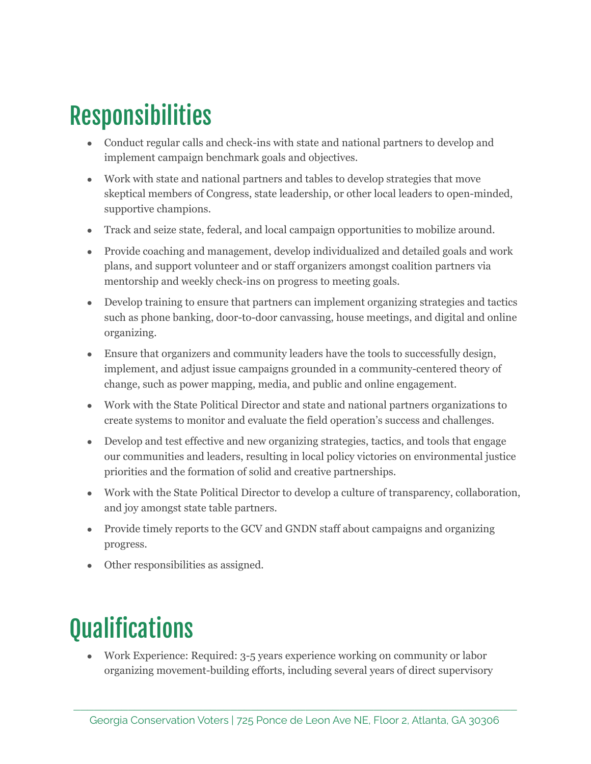# Responsibilities

- Conduct regular calls and check-ins with state and national partners to develop and implement campaign benchmark goals and objectives.
- Work with state and national partners and tables to develop strategies that move skeptical members of Congress, state leadership, or other local leaders to open-minded, supportive champions.
- Track and seize state, federal, and local campaign opportunities to mobilize around.
- Provide coaching and management, develop individualized and detailed goals and work plans, and support volunteer and or staff organizers amongst coalition partners via mentorship and weekly check-ins on progress to meeting goals.
- Develop training to ensure that partners can implement organizing strategies and tactics such as phone banking, door-to-door canvassing, house meetings, and digital and online organizing.
- Ensure that organizers and community leaders have the tools to successfully design, implement, and adjust issue campaigns grounded in a community-centered theory of change, such as power mapping, media, and public and online engagement.
- Work with the State Political Director and state and national partners organizations to create systems to monitor and evaluate the field operation's success and challenges.
- Develop and test effective and new organizing strategies, tactics, and tools that engage our communities and leaders, resulting in local policy victories on environmental justice priorities and the formation of solid and creative partnerships.
- Work with the State Political Director to develop a culture of transparency, collaboration, and joy amongst state table partners.
- Provide timely reports to the GCV and GNDN staff about campaigns and organizing progress.
- Other responsibilities as assigned.

# Qualifications

- Work Experience: Required: 3-5 years experience working on community or labor organizing movement-building efforts, including several years of direct supervisory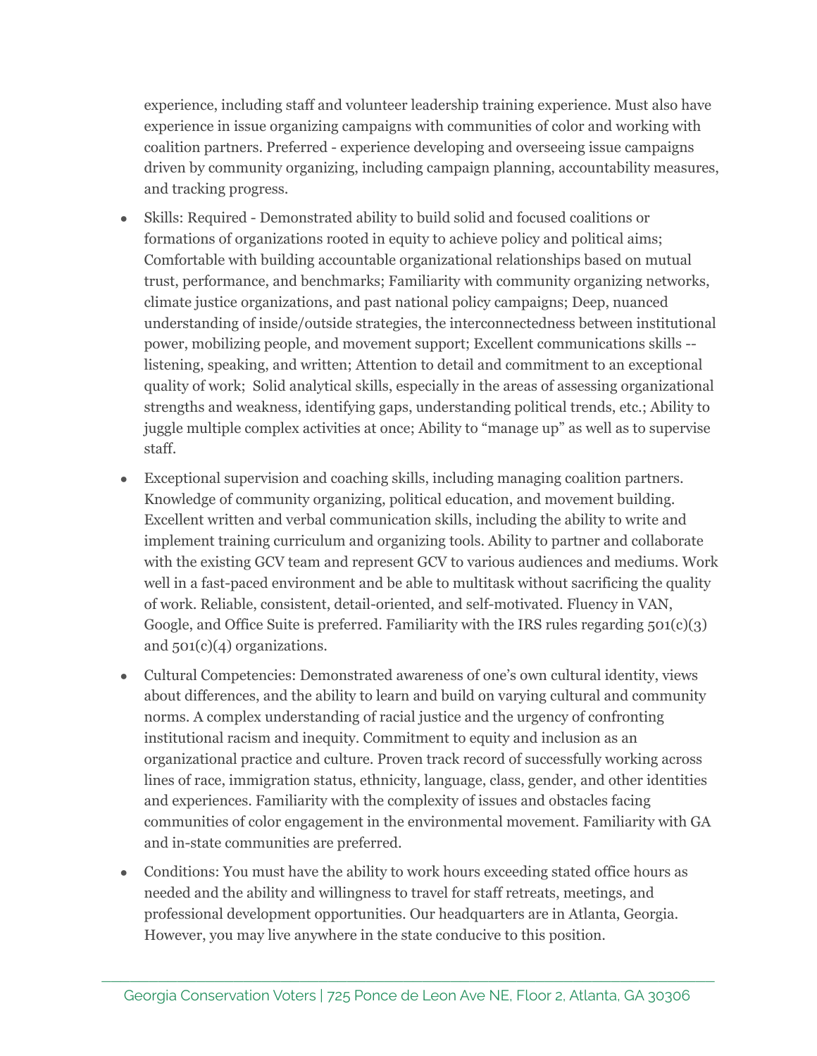experience, including staff and volunteer leadership training experience. Must also have experience in issue organizing campaigns with communities of color and working with coalition partners. Preferred - experience developing and overseeing issue campaigns driven by community organizing, including campaign planning, accountability measures, and tracking progress.

- Skills: Required - Demonstrated ability to build solid and focused coalitions or formations of organizations rooted in equity to achieve policy and political aims; Comfortable with building accountable organizational relationships based on mutual trust, performance, and benchmarks; Familiarity with community organizing networks, climate justice organizations, and past national policy campaigns; Deep, nuanced understanding of inside/outside strategies, the interconnectedness between institutional power, mobilizing people, and movement support; Excellent communications skills -- listening, speaking, and written; Attention to detail and commitment to an exceptional quality of work; Solid analytical skills, especially in the areas of assessing organizational strengths and weakness, identifying gaps, understanding political trends, etc.; Ability to juggle multiple complex activities at once; Ability to "manage up" as well as to supervise staff.
- Exceptional supervision and coaching skills, including managing coalition partners. Knowledge of community organizing, political education, and movement building. Excellent written and verbal communication skills, including the ability to write and implement training curriculum and organizing tools. Ability to partner and collaborate with the existing GCV team and represent GCV to various audiences and mediums. Work well in a fast-paced environment and be able to multitask without sacrificing the quality of work. Reliable, consistent, detail-oriented, and self-motivated. Fluency in VAN, Google, and Office Suite is preferred. Familiarity with the IRS rules regarding 501(c)(3) and 501(c)(4) organizations.
- Cultural Competencies: Demonstrated awareness of one's own cultural identity, views about differences, and the ability to learn and build on varying cultural and community norms. A complex understanding of racial justice and the urgency of confronting institutional racism and inequity. Commitment to equity and inclusion as an organizational practice and culture. Proven track record of successfully working across lines of race, immigration status, ethnicity, language, class, gender, and other identities and experiences. Familiarity with the complexity of issues and obstacles facing communities of color engagement in the environmental movement. Familiarity with GA and in-state communities are preferred.
- Conditions: You must have the ability to work hours exceeding stated office hours as needed and the ability and willingness to travel for staff retreats, meetings, and professional development opportunities. Our headquarters are in Atlanta, Georgia. However, you may live anywhere in the state conducive to this position.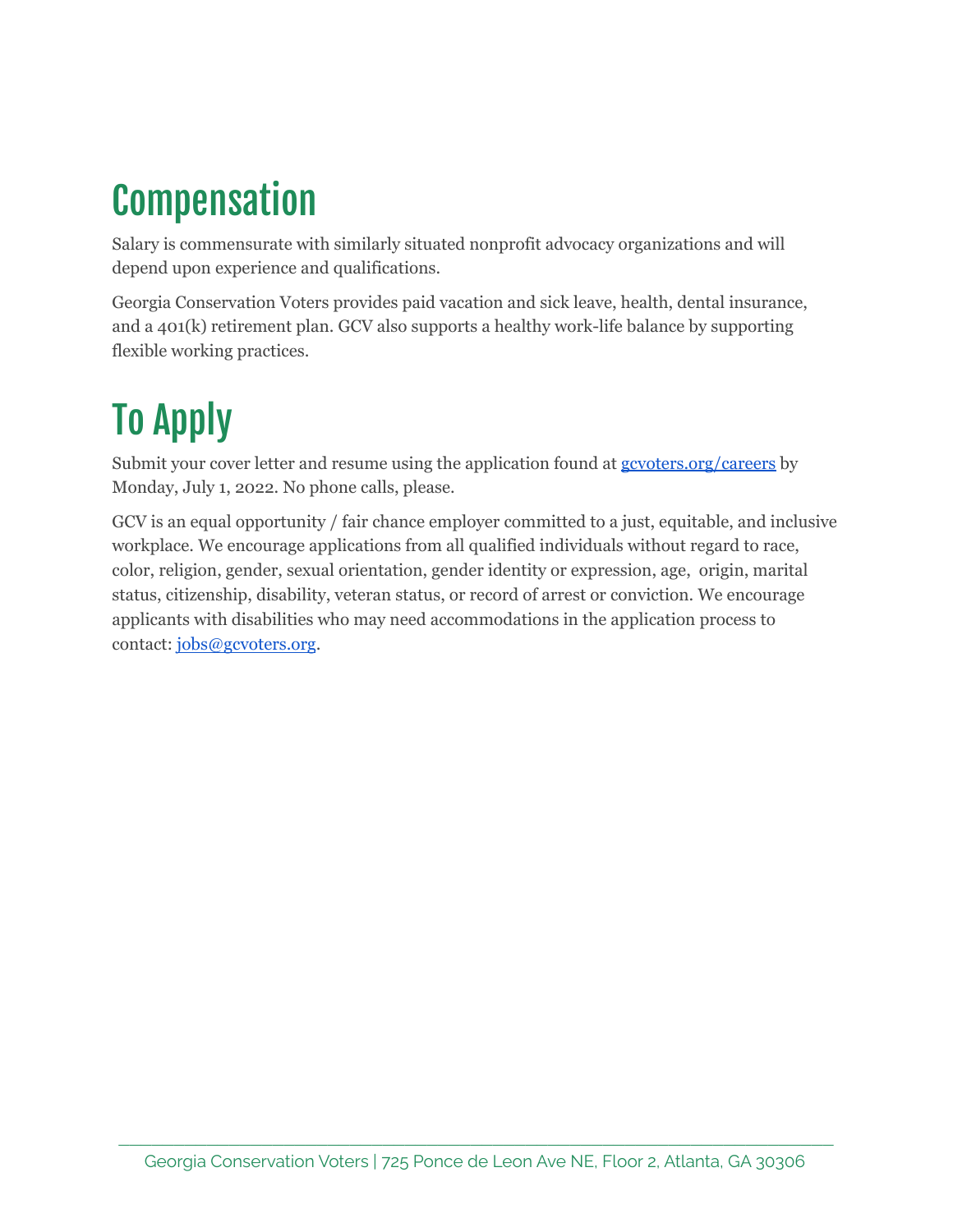# Compensation

Salary is commensurate with similarly situated nonprofit advocacy organizations and will depend upon experience and qualifications.

Georgia Conservation Voters provides paid vacation and sick leave, health, dental insurance, and a 401(k) retirement plan. GCV also supports a healthy work-life balance by supporting flexible working practices.

# To Apply

Submit your cover letter and resume using the application found at [gcvoters.org/careers](gcvoters.org/careers) by Monday, July 1, 2022. No phone calls, please.

GCV is an equal opportunity / fair chance employer committed to a just, equitable, and inclusive workplace. We encourage applications from all qualified individuals without regard to race, color, religion, gender, sexual orientation, gender identity or expression, age, origin, marital status, citizenship, disability, veteran status, or record of arrest or conviction. We encourage applicants with disabilities who may need accommodations in the application process to contact: [jobs@gcvoters.org](mailto:jobs@gcvoters.org).